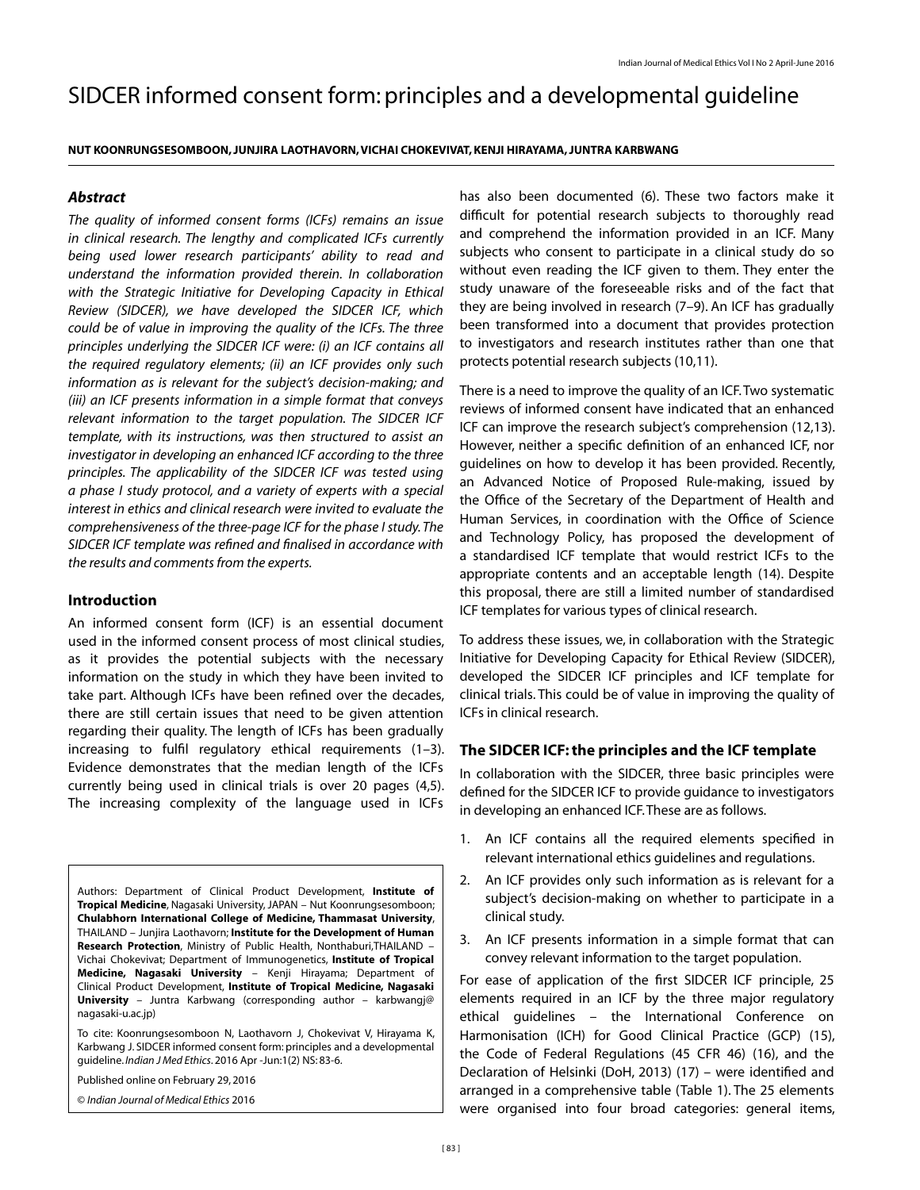# SIDCER informed consent form: principles and a developmental guideline

**NUT KOONRUNGSESOMBOON, JUNJIRA LAOTHAVORN, VICHAI CHOKEVIVAT, KENJI HIRAYAMA, JUNTRA KARBWANG**

### *Abstract*

*The quality of informed consent forms (ICFs) remains an issue in clinical research. The lengthy and complicated ICFs currently being used lower research participants' ability to read and understand the information provided therein. In collaboration with the Strategic Initiative for Developing Capacity in Ethical Review (SIDCER), we have developed the SIDCER ICF, which could be of value in improving the quality of the ICFs. The three principles underlying the SIDCER ICF were: (i) an ICF contains all the required regulatory elements; (ii) an ICF provides only such information as is relevant for the subject's decision-making; and (iii) an ICF presents information in a simple format that conveys relevant information to the target population. The SIDCER ICF template, with its instructions, was then structured to assist an investigator in developing an enhanced ICF according to the three principles. The applicability of the SIDCER ICF was tested using a phase I study protocol, and a variety of experts with a special interest in ethics and clinical research were invited to evaluate the comprehensiveness of the three-page ICF for the phase I study. The SIDCER ICF template was refined and finalised in accordance with the results and comments from the experts.*

### Introduction

An informed consent form (ICF) is an essential document used in the informed consent process of most clinical studies, as it provides the potential subjects with the necessary information on the study in which they have been invited to take part. Although ICFs have been refined over the decades, there are still certain issues that need to be given attention regarding their quality. The length of ICFs has been gradually increasing to fulfil regulatory ethical requirements (1–3). Evidence demonstrates that the median length of the ICFs currently being used in clinical trials is over 20 pages (4,5). The increasing complexity of the language used in ICFs has also been documented (6). These two factors make it difficult for potential research subjects to thoroughly read and comprehend the information provided in an ICF. Many subjects who consent to participate in a clinical study do so without even reading the ICF given to them. They enter the study unaware of the foreseeable risks and of the fact that they are being involved in research (7–9). An ICF has gradually been transformed into a document that provides protection to investigators and research institutes rather than one that protects potential research subjects (10,11).

There is a need to improve the quality of an ICF. Two systematic reviews of informed consent have indicated that an enhanced ICF can improve the research subject's comprehension (12,13). However, neither a specific definition of an enhanced ICF, nor guidelines on how to develop it has been provided. Recently, an Advanced Notice of Proposed Rule-making, issued by the Office of the Secretary of the Department of Health and Human Services, in coordination with the Office of Science and Technology Policy, has proposed the development of a standardised ICF template that would restrict ICFs to the appropriate contents and an acceptable length (14). Despite this proposal, there are still a limited number of standardised ICF templates for various types of clinical research.

To address these issues, we, in collaboration with the Strategic Initiative for Developing Capacity for Ethical Review (SIDCER), developed the SIDCER ICF principles and ICF template for clinical trials. This could be of value in improving the quality of ICFs in clinical research.

### The SIDCER ICF: the principles and the ICF template

In collaboration with the SIDCER, three basic principles were defined for the SIDCER ICF to provide guidance to investigators in developing an enhanced ICF. These are as follows.

1. An ICF contains all the required elements specified in relevant international ethics guidelines and regulations.
2. An ICF provides only such information as is relevant for a subject's decision-making on whether to participate in a clinical study.
3. An ICF presents information in a simple format that can convey relevant information to the target population.

For ease of application of the first SIDCER ICF principle, 25 elements required in an ICF by the three major regulatory ethical guidelines – the International Conference on Harmonisation (ICH) for Good Clinical Practice (GCP) (15), the Code of Federal Regulations (45 CFR 46) (16), and the Declaration of Helsinki (DoH, 2013) (17) – were identified and arranged in a comprehensive table (Table 1). The 25 elements were organised into four broad categories: general items,

---

Authors: Department of Clinical Product Development, **Institute of Tropical Medicine**, Nagasaki University, JAPAN – Nut Koonrungsesomboon; **Chulabhorn International College of Medicine, Thammasat University**, THAILAND – Junjira Laothavorn; **Institute for the Development of Human Research Protection**, Ministry of Public Health, Nonthaburi,THAILAND – Vichai Chokevivat; Department of Immunogenetics, **Institute of Tropical Medicine, Nagasaki University** – Kenji Hirayama; Department of Clinical Product Development, **Institute of Tropical Medicine, Nagasaki University** – Juntra Karbwang (corresponding author – karbwangj@nagasaki-u.ac.jp)

To cite: Koonrungsesomboon N, Laothavorn J, Chokevivat V, Hirayama K, Karbwang J. SIDCER informed consent form: principles and a developmental guideline. *Indian J Med Ethics*. 2016 Apr -Jun:1(2) NS: 83-6.

Published online on February 29, 2016

© *Indian Journal of Medical Ethics* 2016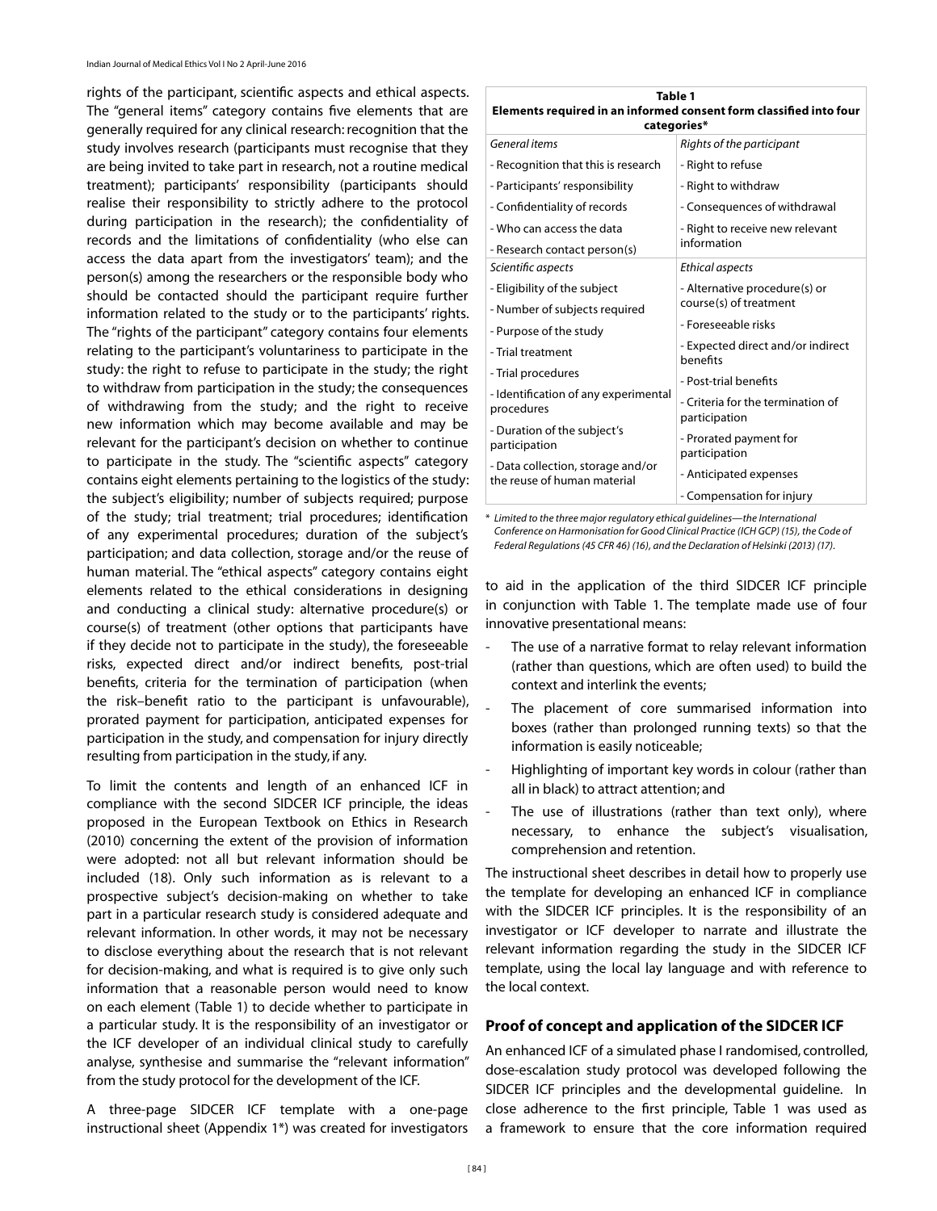rights of the participant, scientific aspects and ethical aspects. The "general items" category contains five elements that are generally required for any clinical research: recognition that the study involves research (participants must recognise that they are being invited to take part in research, not a routine medical treatment); participants' responsibility (participants should realise their responsibility to strictly adhere to the protocol during participation in the research); the confidentiality of records and the limitations of confidentiality (who else can access the data apart from the investigators' team); and the person(s) among the researchers or the responsible body who should be contacted should the participant require further information related to the study or to the participants' rights. The "rights of the participant" category contains four elements relating to the participant's voluntariness to participate in the study: the right to refuse to participate in the study; the right to withdraw from participation in the study; the consequences of withdrawing from the study; and the right to receive new information which may become available and may be relevant for the participant's decision on whether to continue to participate in the study. The "scientific aspects" category contains eight elements pertaining to the logistics of the study: the subject's eligibility; number of subjects required; purpose of the study; trial treatment; trial procedures; identification of any experimental procedures; duration of the subject's participation; and data collection, storage and/or the reuse of human material. The "ethical aspects" category contains eight elements related to the ethical considerations in designing and conducting a clinical study: alternative procedure(s) or course(s) of treatment (other options that participants have if they decide not to participate in the study), the foreseeable risks, expected direct and/or indirect benefits, post-trial benefits, criteria for the termination of participation (when the risk–benefit ratio to the participant is unfavourable), prorated payment for participation, anticipated expenses for participation in the study, and compensation for injury directly resulting from participation in the study, if any.

**Table 1**
**Elements required in an informed consent form classified into four categories***

| *General items* | *Rights of the participant* |
|---|---|
| - Recognition that this is research | - Right to refuse |
| - Participants' responsibility | - Right to withdraw |
| - Confidentiality of records | - Consequences of withdrawal |
| - Who can access the data | - Right to receive new relevant information |
| - Research contact person(s) | |
| *Scientific aspects* | *Ethical aspects* |
| - Eligibility of the subject | - Alternative procedure(s) or course(s) of treatment |
| - Number of subjects required | - Foreseeable risks |
| - Purpose of the study | - Expected direct and/or indirect benefits |
| - Trial treatment | - Post-trial benefits |
| - Trial procedures | - Criteria for the termination of participation |
| - Identification of any experimental procedures | - Prorated payment for participation |
| - Duration of the subject's participation | - Anticipated expenses |
| - Data collection, storage and/or the reuse of human material | - Compensation for injury |

\* *Limited to the three major regulatory ethical guidelines—the International Conference on Harmonisation for Good Clinical Practice (ICH GCP) (15), the Code of Federal Regulations (45 CFR 46) (16), and the Declaration of Helsinki (2013) (17).*

To limit the contents and length of an enhanced ICF in compliance with the second SIDCER ICF principle, the ideas proposed in the European Textbook on Ethics in Research (2010) concerning the extent of the provision of information were adopted: not all but relevant information should be included (18). Only such information as is relevant to a prospective subject's decision-making on whether to take part in a particular research study is considered adequate and relevant information. In other words, it may not be necessary to disclose everything about the research that is not relevant for decision-making, and what is required is to give only such information that a reasonable person would need to know on each element (Table 1) to decide whether to participate in a particular study. It is the responsibility of an investigator or the ICF developer of an individual clinical study to carefully analyse, synthesise and summarise the "relevant information" from the study protocol for the development of the ICF.

A three-page SIDCER ICF template with a one-page instructional sheet (Appendix 1*) was created for investigators to aid in the application of the third SIDCER ICF principle in conjunction with Table 1. The template made use of four innovative presentational means:

- The use of a narrative format to relay relevant information (rather than questions, which are often used) to build the context and interlink the events;
- The placement of core summarised information into boxes (rather than prolonged running texts) so that the information is easily noticeable;
- Highlighting of important key words in colour (rather than all in black) to attract attention; and
- The use of illustrations (rather than text only), where necessary, to enhance the subject's visualisation, comprehension and retention.

The instructional sheet describes in detail how to properly use the template for developing an enhanced ICF in compliance with the SIDCER ICF principles. It is the responsibility of an investigator or ICF developer to narrate and illustrate the relevant information regarding the study in the SIDCER ICF template, using the local lay language and with reference to the local context.

## Proof of concept and application of the SIDCER ICF

An enhanced ICF of a simulated phase I randomised, controlled, dose-escalation study protocol was developed following the SIDCER ICF principles and the developmental guideline. In close adherence to the first principle, Table 1 was used as a framework to ensure that the core information required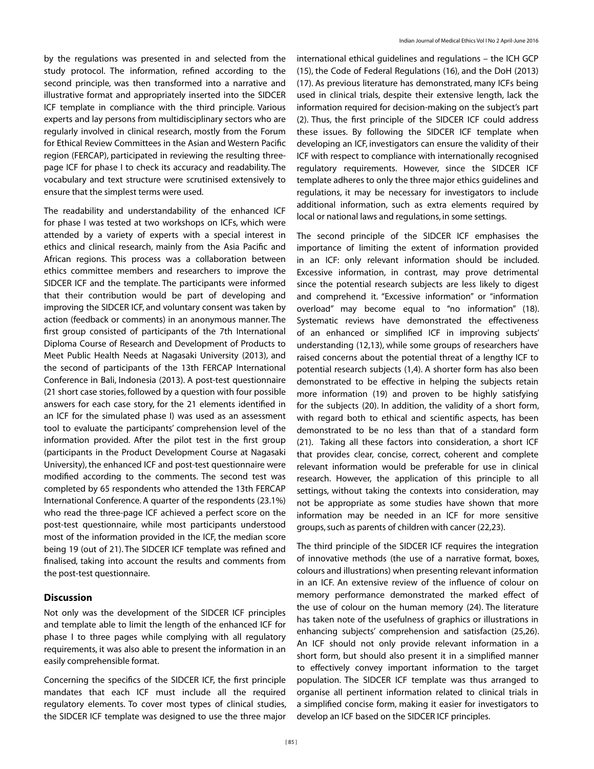by the regulations was presented in and selected from the study protocol. The information, refined according to the second principle, was then transformed into a narrative and illustrative format and appropriately inserted into the SIDCER ICF template in compliance with the third principle. Various experts and lay persons from multidisciplinary sectors who are regularly involved in clinical research, mostly from the Forum for Ethical Review Committees in the Asian and Western Pacific region (FERCAP), participated in reviewing the resulting three-page ICF for phase I to check its accuracy and readability. The vocabulary and text structure were scrutinised extensively to ensure that the simplest terms were used.

The readability and understandability of the enhanced ICF for phase I was tested at two workshops on ICFs, which were attended by a variety of experts with a special interest in ethics and clinical research, mainly from the Asia Pacific and African regions. This process was a collaboration between ethics committee members and researchers to improve the SIDCER ICF and the template. The participants were informed that their contribution would be part of developing and improving the SIDCER ICF, and voluntary consent was taken by action (feedback or comments) in an anonymous manner. The first group consisted of participants of the 7th International Diploma Course of Research and Development of Products to Meet Public Health Needs at Nagasaki University (2013), and the second of participants of the 13th FERCAP International Conference in Bali, Indonesia (2013). A post-test questionnaire (21 short case stories, followed by a question with four possible answers for each case story, for the 21 elements identified in an ICF for the simulated phase I) was used as an assessment tool to evaluate the participants' comprehension level of the information provided. After the pilot test in the first group (participants in the Product Development Course at Nagasaki University), the enhanced ICF and post-test questionnaire were modified according to the comments. The second test was completed by 65 respondents who attended the 13th FERCAP International Conference. A quarter of the respondents (23.1%) who read the three-page ICF achieved a perfect score on the post-test questionnaire, while most participants understood most of the information provided in the ICF, the median score being 19 (out of 21). The SIDCER ICF template was refined and finalised, taking into account the results and comments from the post-test questionnaire.

## Discussion

Not only was the development of the SIDCER ICF principles and template able to limit the length of the enhanced ICF for phase I to three pages while complying with all regulatory requirements, it was also able to present the information in an easily comprehensible format.

Concerning the specifics of the SIDCER ICF, the first principle mandates that each ICF must include all the required regulatory elements. To cover most types of clinical studies, the SIDCER ICF template was designed to use the three major international ethical guidelines and regulations – the ICH GCP (15), the Code of Federal Regulations (16), and the DoH (2013) (17). As previous literature has demonstrated, many ICFs being used in clinical trials, despite their extensive length, lack the information required for decision-making on the subject's part (2). Thus, the first principle of the SIDCER ICF could address these issues. By following the SIDCER ICF template when developing an ICF, investigators can ensure the validity of their ICF with respect to compliance with internationally recognised regulatory requirements. However, since the SIDCER ICF template adheres to only the three major ethics guidelines and regulations, it may be necessary for investigators to include additional information, such as extra elements required by local or national laws and regulations, in some settings.

The second principle of the SIDCER ICF emphasises the importance of limiting the extent of information provided in an ICF: only relevant information should be included. Excessive information, in contrast, may prove detrimental since the potential research subjects are less likely to digest and comprehend it. "Excessive information" or "information overload" may become equal to "no information" (18). Systematic reviews have demonstrated the effectiveness of an enhanced or simplified ICF in improving subjects' understanding (12,13), while some groups of researchers have raised concerns about the potential threat of a lengthy ICF to potential research subjects (1,4). A shorter form has also been demonstrated to be effective in helping the subjects retain more information (19) and proven to be highly satisfying for the subjects (20). In addition, the validity of a short form, with regard both to ethical and scientific aspects, has been demonstrated to be no less than that of a standard form (21). Taking all these factors into consideration, a short ICF that provides clear, concise, correct, coherent and complete relevant information would be preferable for use in clinical research. However, the application of this principle to all settings, without taking the contexts into consideration, may not be appropriate as some studies have shown that more information may be needed in an ICF for more sensitive groups, such as parents of children with cancer (22,23).

The third principle of the SIDCER ICF requires the integration of innovative methods (the use of a narrative format, boxes, colours and illustrations) when presenting relevant information in an ICF. An extensive review of the influence of colour on memory performance demonstrated the marked effect of the use of colour on the human memory (24). The literature has taken note of the usefulness of graphics or illustrations in enhancing subjects' comprehension and satisfaction (25,26). An ICF should not only provide relevant information in a short form, but should also present it in a simplified manner to effectively convey important information to the target population. The SIDCER ICF template was thus arranged to organise all pertinent information related to clinical trials in a simplified concise form, making it easier for investigators to develop an ICF based on the SIDCER ICF principles.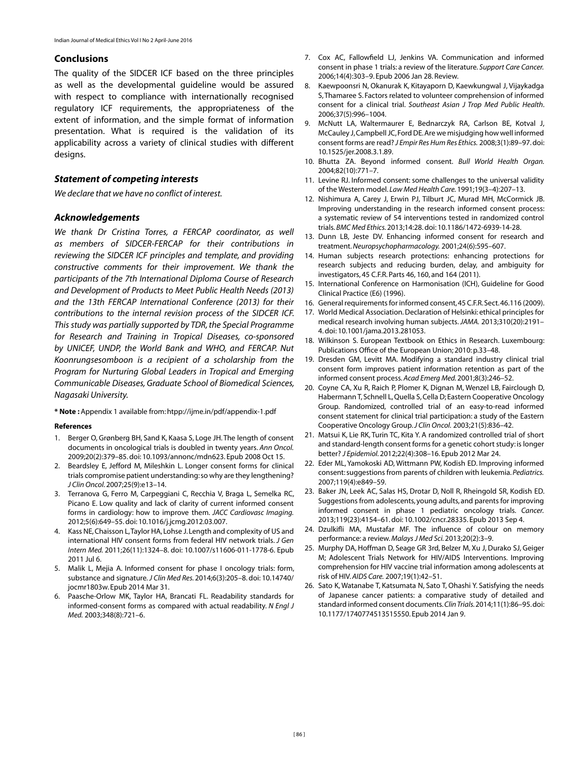## Conclusions

The quality of the SIDCER ICF based on the three principles as well as the developmental guideline would be assured with respect to compliance with internationally recognised regulatory ICF requirements, the appropriateness of the extent of information, and the simple format of information presentation. What is required is the validation of its applicability across a variety of clinical studies with different designs.

### *Statement of competing interests*

*We declare that we have no conflict of interest.*

### *Acknowledgements*

*We thank Dr Cristina Torres, a FERCAP coordinator, as well as members of SIDCER-FERCAP for their contributions in reviewing the SIDCER ICF principles and template, and providing constructive comments for their improvement. We thank the participants of the 7th International Diploma Course of Research and Development of Products to Meet Public Health Needs (2013) and the 13th FERCAP International Conference (2013) for their contributions to the internal revision process of the SIDCER ICF. This study was partially supported by TDR, the Special Programme for Research and Training in Tropical Diseases, co-sponsored by UNICEF, UNDP, the World Bank and WHO, and FERCAP. Nut Koonrungsesomboon is a recipient of a scholarship from the Program for Nurturing Global Leaders in Tropical and Emerging Communicable Diseases, Graduate School of Biomedical Sciences, Nagasaki University.*

**\* Note :** Appendix 1 available from: htpp://ijme.in/pdf/appendix-1.pdf

#### References

1. Berger O, Grønberg BH, Sand K, Kaasa S, Loge JH. The length of consent documents in oncological trials is doubled in twenty years. *Ann Oncol.* 2009;20(2):379–85. doi: 10.1093/annonc/mdn623. Epub 2008 Oct 15.
2. Beardsley E, Jefford M, Mileshkin L. Longer consent forms for clinical trials compromise patient understanding: so why are they lengthening? *J Clin Oncol.* 2007;25(9):e13–14.
3. Terranova G, Ferro M, Carpeggiani C, Recchia V, Braga L, Semelka RC, Picano E. Low quality and lack of clarity of current informed consent forms in cardiology: how to improve them. *JACC Cardiovasc Imaging.* 2012;5(6):649–55. doi: 10.1016/j.jcmg.2012.03.007.
4. Kass NE, Chaisson L, Taylor HA, Lohse J. Length and complexity of US and international HIV consent forms from federal HIV network trials. *J Gen Intern Med.* 2011;26(11):1324–8. doi: 10.1007/s11606-011-1778-6. Epub 2011 Jul 6.
5. Malik L, Mejia A. Informed consent for phase I oncology trials: form, substance and signature. *J Clin Med Res.* 2014;6(3):205–8. doi: 10.14740/jocmr1803w. Epub 2014 Mar 31.
6. Paasche-Orlow MK, Taylor HA, Brancati FL. Readability standards for informed-consent forms as compared with actual readability. *N Engl J Med.* 2003;348(8):721–6.
7. Cox AC, Fallowfield LJ, Jenkins VA. Communication and informed consent in phase 1 trials: a review of the literature. *Support Care Cancer.* 2006;14(4):303–9. Epub 2006 Jan 28. Review.
8. Kaewpoonsri N, Okanurak K, Kitayaporn D, Kaewkungwal J, Vijaykadga S, Thamaree S. Factors related to volunteer comprehension of informed consent for a clinical trial. *Southeast Asian J Trop Med Public Health.* 2006;37(5):996–1004.
9. McNutt LA, Waltermaurer E, Bednarczyk RA, Carlson BE, Kotval J, McCauley J, Campbell JC, Ford DE. Are we misjudging how well informed consent forms are read? *J Empir Res Hum Res Ethics.* 2008;3(1):89–97. doi: 10.1525/jer.2008.3.1.89.
10. Bhutta ZA. Beyond informed consent. *Bull World Health Organ.* 2004;82(10):771–7.
11. Levine RJ. Informed consent: some challenges to the universal validity of the Western model. *Law Med Health Care.* 1991;19(3–4):207–13.
12. Nishimura A, Carey J, Erwin PJ, Tilburt JC, Murad MH, McCormick JB. Improving understanding in the research informed consent process: a systematic review of 54 interventions tested in randomized control trials. *BMC Med Ethics.* 2013;14:28. doi: 10.1186/1472-6939-14-28.
13. Dunn LB, Jeste DV. Enhancing informed consent for research and treatment. *Neuropsychopharmacology.* 2001;24(6):595–607.
14. Human subjects research protections: enhancing protections for research subjects and reducing burden, delay, and ambiguity for investigators, 45 C.F.R. Parts 46, 160, and 164 (2011).
15. International Conference on Harmonisation (ICH), Guideline for Good Clinical Practice (E6) (1996).
16. General requirements for informed consent, 45 C.F.R. Sect. 46.116 (2009).
17. World Medical Association. Declaration of Helsinki: ethical principles for medical research involving human subjects. *JAMA.* 2013;310(20):2191–4. doi: 10.1001/jama.2013.281053.
18. Wilkinson S. European Textbook on Ethics in Research. Luxembourg: Publications Office of the European Union; 2010: p.33–48.
19. Dresden GM, Levitt MA. Modifying a standard industry clinical trial consent form improves patient information retention as part of the informed consent process. *Acad Emerg Med.* 2001;8(3):246–52.
20. Coyne CA, Xu R, Raich P, Plomer K, Dignan M, Wenzel LB, Fairclough D, Habermann T, Schnell L, Quella S, Cella D; Eastern Cooperative Oncology Group. Randomized, controlled trial of an easy-to-read informed consent statement for clinical trial participation: a study of the Eastern Cooperative Oncology Group. *J Clin Oncol.* 2003;21(5):836–42.
21. Matsui K, Lie RK, Turin TC, Kita Y. A randomized controlled trial of short and standard-length consent forms for a genetic cohort study: is longer better? *J Epidemiol.* 2012;22(4):308–16. Epub 2012 Mar 24.
22. Eder ML, Yamokoski AD, Wittmann PW, Kodish ED. Improving informed consent: suggestions from parents of children with leukemia. *Pediatrics.* 2007;119(4):e849–59.
23. Baker JN, Leek AC, Salas HS, Drotar D, Noll R, Rheingold SR, Kodish ED. Suggestions from adolescents, young adults, and parents for improving informed consent in phase 1 pediatric oncology trials. *Cancer.* 2013;119(23):4154–61. doi: 10.1002/cncr.28335. Epub 2013 Sep 4.
24. Dzulkifli MA, Mustafar MF. The influence of colour on memory performance: a review. *Malays J Med Sci.* 2013;20(2):3–9.
25. Murphy DA, Hoffman D, Seage GR 3rd, Belzer M, Xu J, Durako SJ, Geiger M; Adolescent Trials Network for HIV/AIDS Interventions. Improving comprehension for HIV vaccine trial information among adolescents at risk of HIV. *AIDS Care.* 2007;19(1):42–51.
26. Sato K, Watanabe T, Katsumata N, Sato T, Ohashi Y. Satisfying the needs of Japanese cancer patients: a comparative study of detailed and standard informed consent documents. *Clin Trials.* 2014;11(1):86–95. doi: 10.1177/1740774513515550. Epub 2014 Jan 9.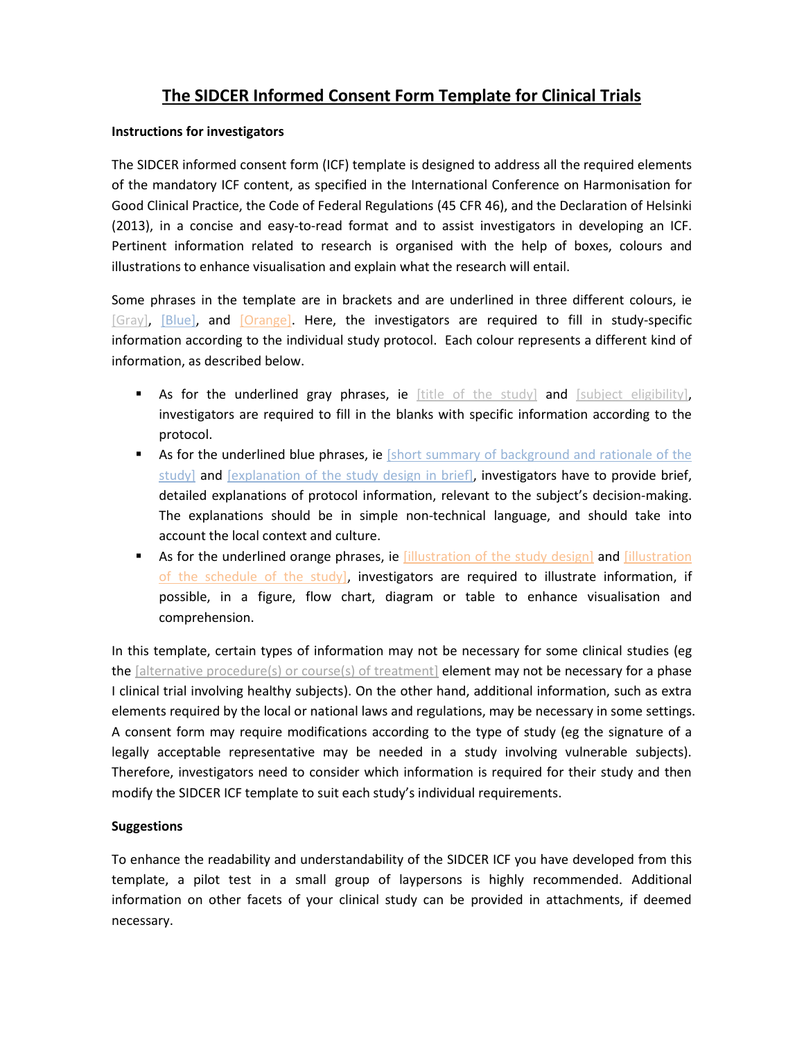# The SIDCER Informed Consent Form Template for Clinical Trials

**Instructions for investigators**

The SIDCER informed consent form (ICF) template is designed to address all the required elements of the mandatory ICF content, as specified in the International Conference on Harmonisation for Good Clinical Practice, the Code of Federal Regulations (45 CFR 46), and the Declaration of Helsinki (2013), in a concise and easy-to-read format and to assist investigators in developing an ICF. Pertinent information related to research is organised with the help of boxes, colours and illustrations to enhance visualisation and explain what the research will entail.

Some phrases in the template are in brackets and are underlined in three different colours, ie [Gray], [Blue], and [Orange]. Here, the investigators are required to fill in study-specific information according to the individual study protocol. Each colour represents a different kind of information, as described below.

- As for the underlined gray phrases, ie [title of the study] and [subject eligibility], investigators are required to fill in the blanks with specific information according to the protocol.
- As for the underlined blue phrases, ie [short summary of background and rationale of the study] and [explanation of the study design in brief], investigators have to provide brief, detailed explanations of protocol information, relevant to the subject's decision-making. The explanations should be in simple non-technical language, and should take into account the local context and culture.
- As for the underlined orange phrases, ie [illustration of the study design] and [illustration of the schedule of the study], investigators are required to illustrate information, if possible, in a figure, flow chart, diagram or table to enhance visualisation and comprehension.

In this template, certain types of information may not be necessary for some clinical studies (eg the [alternative procedure(s) or course(s) of treatment] element may not be necessary for a phase I clinical trial involving healthy subjects). On the other hand, additional information, such as extra elements required by the local or national laws and regulations, may be necessary in some settings. A consent form may require modifications according to the type of study (eg the signature of a legally acceptable representative may be needed in a study involving vulnerable subjects). Therefore, investigators need to consider which information is required for their study and then modify the SIDCER ICF template to suit each study's individual requirements.

**Suggestions**

To enhance the readability and understandability of the SIDCER ICF you have developed from this template, a pilot test in a small group of laypersons is highly recommended. Additional information on other facets of your clinical study can be provided in attachments, if deemed necessary.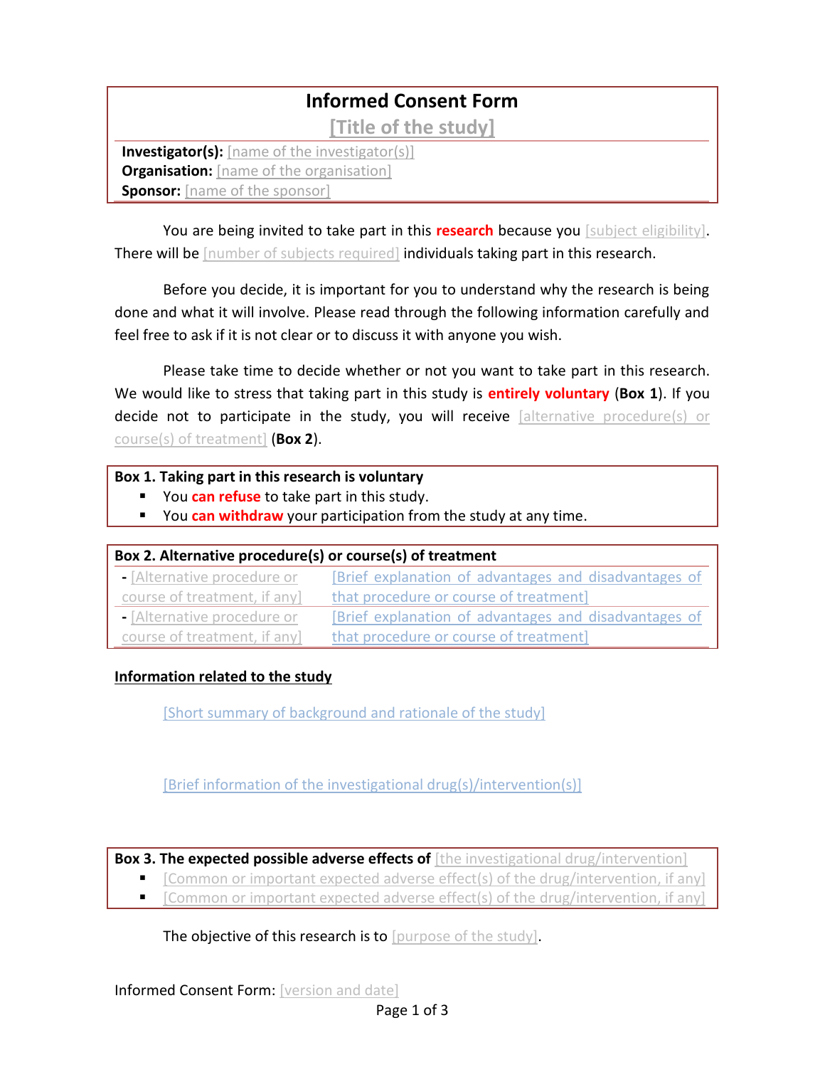# Informed Consent Form

## [Title of the study]

**Investigator(s):** [name of the investigator(s)]
**Organisation:** [name of the organisation]
**Sponsor:** [name of the sponsor]

You are being invited to take part in this **research** because you [subject eligibility]. There will be [number of subjects required] individuals taking part in this research.

Before you decide, it is important for you to understand why the research is being done and what it will involve. Please read through the following information carefully and feel free to ask if it is not clear or to discuss it with anyone you wish.

Please take time to decide whether or not you want to take part in this research. We would like to stress that taking part in this study is **entirely voluntary** (**Box 1**). If you decide not to participate in the study, you will receive [alternative procedure(s) or course(s) of treatment] (**Box 2**).

**Box 1. Taking part in this research is voluntary**

- You **can refuse** to take part in this study.
- You **can withdraw** your participation from the study at any time.

**Box 2. Alternative procedure(s) or course(s) of treatment**

| | |
|---|---|
| - [Alternative procedure or course of treatment, if any] | [Brief explanation of advantages and disadvantages of that procedure or course of treatment] |
| - [Alternative procedure or course of treatment, if any] | [Brief explanation of advantages and disadvantages of that procedure or course of treatment] |

**Information related to the study**

[Short summary of background and rationale of the study]

[Brief information of the investigational drug(s)/intervention(s)]

**Box 3. The expected possible adverse effects of** [the investigational drug/intervention]

- [Common or important expected adverse effect(s) of the drug/intervention, if any]
- [Common or important expected adverse effect(s) of the drug/intervention, if any]

The objective of this research is to [purpose of the study].

Informed Consent Form: [version and date]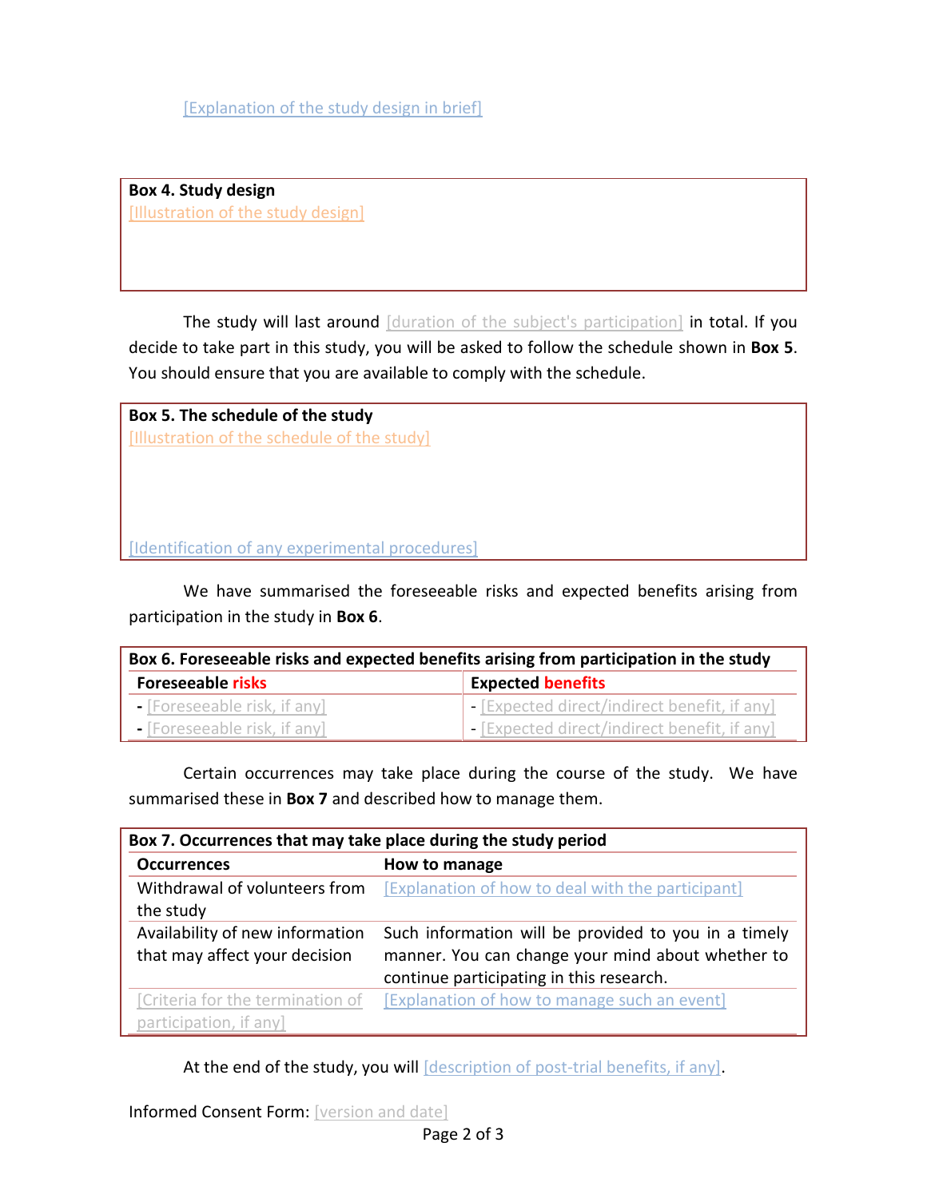[Explanation of the study design in brief]

**Box 4. Study design**

[Illustration of the study design]

The study will last around [duration of the subject's participation] in total. If you decide to take part in this study, you will be asked to follow the schedule shown in **Box 5**. You should ensure that you are available to comply with the schedule.

**Box 5. The schedule of the study**

[Illustration of the schedule of the study]

[Identification of any experimental procedures]

We have summarised the foreseeable risks and expected benefits arising from participation in the study in **Box 6**.

**Box 6. Foreseeable risks and expected benefits arising from participation in the study**

| **Foreseeable risks** | **Expected benefits** |
|---|---|
| - [Foreseeable risk, if any] | - [Expected direct/indirect benefit, if any] |
| - [Foreseeable risk, if any] | - [Expected direct/indirect benefit, if any] |

Certain occurrences may take place during the course of the study. We have summarised these in **Box 7** and described how to manage them.

**Box 7. Occurrences that may take place during the study period**

| **Occurrences** | **How to manage** |
|---|---|
| Withdrawal of volunteers from the study | [Explanation of how to deal with the participant] |
| Availability of new information that may affect your decision | Such information will be provided to you in a timely manner. You can change your mind about whether to continue participating in this research. |
| [Criteria for the termination of participation, if any] | [Explanation of how to manage such an event] |

At the end of the study, you will [description of post-trial benefits, if any].

Informed Consent Form: [version and date]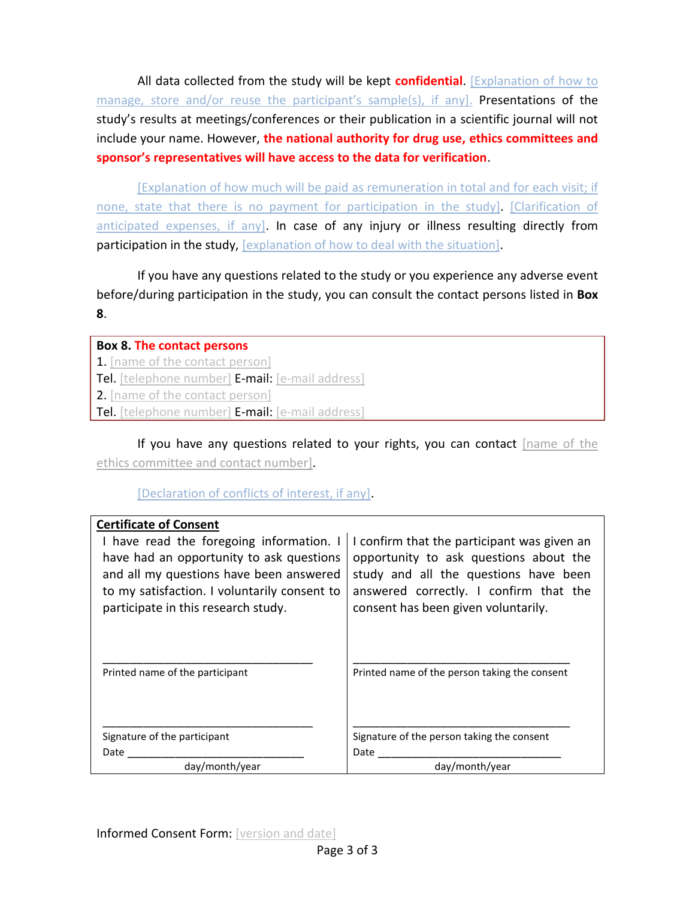All data collected from the study will be kept **confidential**. [Explanation of how to manage, store and/or reuse the participant's sample(s), if any]. Presentations of the study's results at meetings/conferences or their publication in a scientific journal will not include your name. However, **the national authority for drug use, ethics committees and sponsor's representatives will have access to the data for verification**.

[Explanation of how much will be paid as remuneration in total and for each visit; if none, state that there is no payment for participation in the study]. [Clarification of anticipated expenses, if any]. In case of any injury or illness resulting directly from participation in the study, [explanation of how to deal with the situation].

If you have any questions related to the study or you experience any adverse event before/during participation in the study, you can consult the contact persons listed in **Box 8**.

**Box 8. The contact persons**
1. [name of the contact person]
Tel. [telephone number] E-mail: [e-mail address]
2. [name of the contact person]
Tel. [telephone number] E-mail: [e-mail address]

If you have any questions related to your rights, you can contact [name of the ethics committee and contact number].

[Declaration of conflicts of interest, if any].

**Certificate of Consent**

| | |
|---|---|
| I have read the foregoing information. I have had an opportunity to ask questions and all my questions have been answered to my satisfaction. I voluntarily consent to participate in this research study. | I confirm that the participant was given an opportunity to ask questions about the study and all the questions have been answered correctly. I confirm that the consent has been given voluntarily. |
| ___________________________________ Printed name of the participant | ___________________________________ Printed name of the person taking the consent |
| ___________________________________ Signature of the participant | ___________________________________ Signature of the person taking the consent |
| Date ______________________________ day/month/year | Date ______________________________ day/month/year |

Informed Consent Form: [version and date]